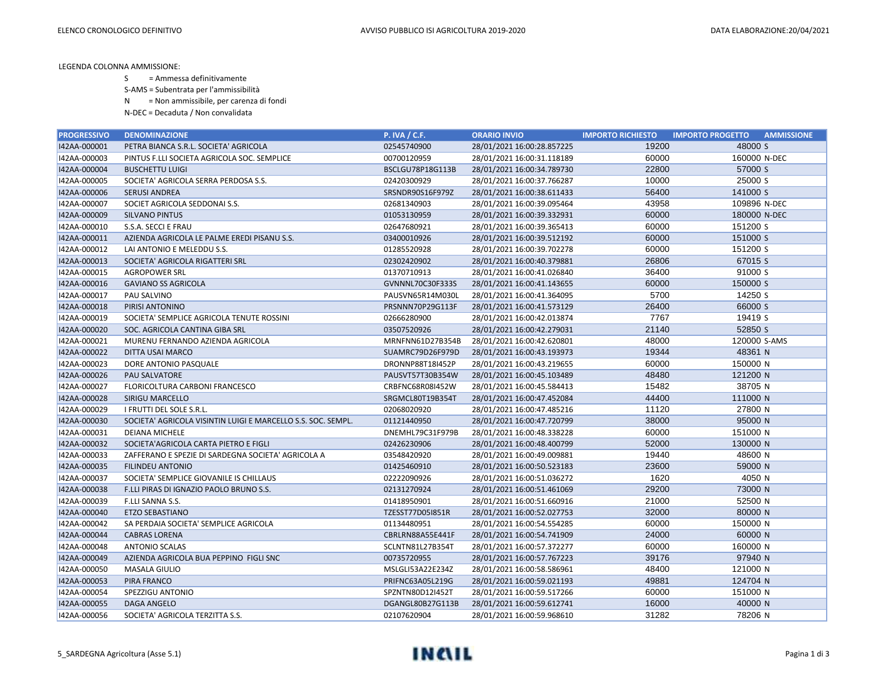LEGENDA COLONNA AMMISSIONE:

- S = Ammessa definitivamente
- S-AMS = Subentrata per l'ammissibilità
- N = Non ammissibile, per carenza di fondi
- N-DEC = Decaduta / Non convalidata

| PROGRESSIVO | DENOMINAZIONE | P. IVA / C.F. | ORARIO INVIO | IMPORTO RICHIESTO | IMPORTO PROGETTO | AMMISSIONE |
|---|---|---|---|---|---|---|
| I42AA-000001 | PETRA BIANCA S.R.L. SOCIETA' AGRICOLA | 02545740900 | 28/01/2021 16:00:28.857225 | 19200 | 48000 | S |
| I42AA-000003 | PINTUS F.LLI SOCIETA AGRICOLA SOC. SEMPLICE | 00700120959 | 28/01/2021 16:00:31.118189 | 60000 | 160000 | N-DEC |
| I42AA-000004 | BUSCHETTU LUIGI | BSCLGU78P18G113B | 28/01/2021 16:00:34.789730 | 22800 | 57000 | S |
| I42AA-000005 | SOCIETA' AGRICOLA SERRA PERDOSA S.S. | 02420300929 | 28/01/2021 16:00:37.766287 | 10000 | 25000 | S |
| I42AA-000006 | SERUSI ANDREA | SRSNDR90S16F979Z | 28/01/2021 16:00:38.611433 | 56400 | 141000 | S |
| I42AA-000007 | SOCIET AGRICOLA SEDDONAI S.S. | 02681340903 | 28/01/2021 16:00:39.095464 | 43958 | 109896 | N-DEC |
| I42AA-000009 | SILVANO PINTUS | 01053130959 | 28/01/2021 16:00:39.332931 | 60000 | 180000 | N-DEC |
| I42AA-000010 | S.S.A. SECCI E FRAU | 02647680921 | 28/01/2021 16:00:39.365413 | 60000 | 151200 | S |
| I42AA-000011 | AZIENDA AGRICOLA LE PALME EREDI PISANU S.S. | 03400010926 | 28/01/2021 16:00:39.512192 | 60000 | 151000 | S |
| I42AA-000012 | LAI ANTONIO E MELEDDU S.S. | 01285520928 | 28/01/2021 16:00:39.702278 | 60000 | 151200 | S |
| I42AA-000013 | SOCIETA' AGRICOLA RIGATTERI SRL | 02302420902 | 28/01/2021 16:00:40.379881 | 26806 | 67015 | S |
| I42AA-000015 | AGROPOWER SRL | 01370710913 | 28/01/2021 16:00:41.026840 | 36400 | 91000 | S |
| I42AA-000016 | GAVIANO SS AGRICOLA | GVNNNL70C30F333S | 28/01/2021 16:00:41.143655 | 60000 | 150000 | S |
| I42AA-000017 | PAU SALVINO | PAUSVN65R14M030L | 28/01/2021 16:00:41.364095 | 5700 | 14250 | S |
| I42AA-000018 | PIRISI ANTONINO | PRSNNN70P29G113F | 28/01/2021 16:00:41.573129 | 26400 | 66000 | S |
| I42AA-000019 | SOCIETA' SEMPLICE AGRICOLA TENUTE ROSSINI | 02666280900 | 28/01/2021 16:00:42.013874 | 7767 | 19419 | S |
| I42AA-000020 | SOC. AGRICOLA CANTINA GIBA SRL | 03507520926 | 28/01/2021 16:00:42.279031 | 21140 | 52850 | S |
| I42AA-000021 | MURENU FERNANDO AZIENDA AGRICOLA | MRNFNN61D27B354B | 28/01/2021 16:00:42.620801 | 48000 | 120000 | S-AMS |
| I42AA-000022 | DITTA USAI MARCO | SUAMRC79D26F979D | 28/01/2021 16:00:43.193973 | 19344 | 48361 | N |
| I42AA-000023 | DORE ANTONIO PASQUALE | DRONNP88T18I452P | 28/01/2021 16:00:43.219655 | 60000 | 150000 | N |
| I42AA-000026 | PAU SALVATORE | PAUSVT57T30B354W | 28/01/2021 16:00:45.103489 | 48480 | 121200 | N |
| I42AA-000027 | FLORICOLTURA CARBONI FRANCESCO | CRBFNC68R08I452W | 28/01/2021 16:00:45.584413 | 15482 | 38705 | N |
| I42AA-000028 | SIRIGU MARCELLO | SRGMCL80T19B354T | 28/01/2021 16:00:47.452084 | 44400 | 111000 | N |
| I42AA-000029 | I FRUTTI DEL SOLE S.R.L. | 02068020920 | 28/01/2021 16:00:47.485216 | 11120 | 27800 | N |
| I42AA-000030 | SOCIETA' AGRICOLA VISINTIN LUIGI E MARCELLO S.S. SOC. SEMPL. | 01121440950 | 28/01/2021 16:00:47.720799 | 38000 | 95000 | N |
| I42AA-000031 | DEIANA MICHELE | DNEMHL79C31F979B | 28/01/2021 16:00:48.338228 | 60000 | 151000 | N |
| I42AA-000032 | SOCIETA'AGRICOLA CARTA PIETRO E FIGLI | 02426230906 | 28/01/2021 16:00:48.400799 | 52000 | 130000 | N |
| I42AA-000033 | ZAFFERANO E SPEZIE DI SARDEGNA SOCIETA' AGRICOLA A | 03548420920 | 28/01/2021 16:00:49.009881 | 19440 | 48600 | N |
| I42AA-000035 | FILINDEU ANTONIO | 01425460910 | 28/01/2021 16:00:50.523183 | 23600 | 59000 | N |
| I42AA-000037 | SOCIETA' SEMPLICE GIOVANILE IS CHILLAUS | 02222090926 | 28/01/2021 16:00:51.036272 | 1620 | 4050 | N |
| I42AA-000038 | F.LLI PIRAS DI IGNAZIO PAOLO BRUNO S.S. | 02131270924 | 28/01/2021 16:00:51.461069 | 29200 | 73000 | N |
| I42AA-000039 | F.LLI SANNA S.S. | 01418950901 | 28/01/2021 16:00:51.660916 | 21000 | 52500 | N |
| I42AA-000040 | ETZO SEBASTIANO | TZESST77D05I851R | 28/01/2021 16:00:52.027753 | 32000 | 80000 | N |
| I42AA-000042 | SA PERDAIA SOCIETA' SEMPLICE AGRICOLA | 01134480951 | 28/01/2021 16:00:54.554285 | 60000 | 150000 | N |
| I42AA-000044 | CABRAS LORENA | CBRLRN88A55E441F | 28/01/2021 16:00:54.741909 | 24000 | 60000 | N |
| I42AA-000048 | ANTONIO SCALAS | SCLNTN81L27B354T | 28/01/2021 16:00:57.372277 | 60000 | 160000 | N |
| I42AA-000049 | AZIENDA AGRICOLA BUA PEPPINO FIGLI SNC | 00735720955 | 28/01/2021 16:00:57.767223 | 39176 | 97940 | N |
| I42AA-000050 | MASALA GIULIO | MSLGLI53A22E234Z | 28/01/2021 16:00:58.586961 | 48400 | 121000 | N |
| I42AA-000053 | PIRA FRANCO | PRIFNC63A05L219G | 28/01/2021 16:00:59.021193 | 49881 | 124704 | N |
| I42AA-000054 | SPEZZIGU ANTONIO | SPZNTN80D12I452T | 28/01/2021 16:00:59.517266 | 60000 | 151000 | N |
| I42AA-000055 | DAGA ANGELO | DGANGL80B27G113B | 28/01/2021 16:00:59.612741 | 16000 | 40000 | N |
| I42AA-000056 | SOCIETA' AGRICOLA TERZITTA S.S. | 02107620904 | 28/01/2021 16:00:59.968610 | 31282 | 78206 | N |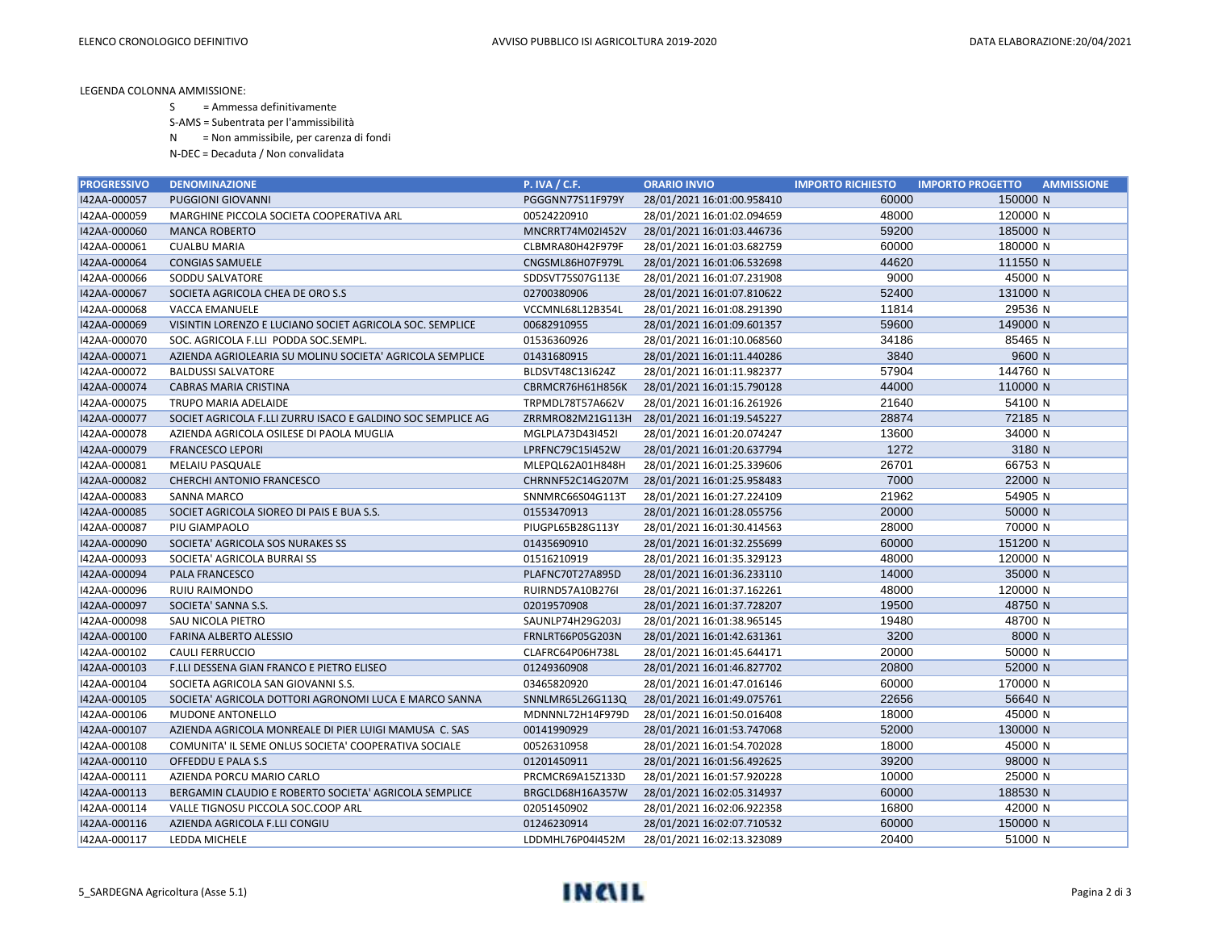LEGENDA COLONNA AMMISSIONE:

- S = Ammessa definitivamente
- S-AMS = Subentrata per l'ammissibilità
- N = Non ammissibile, per carenza di fondi
- N-DEC = Decaduta / Non convalidata

| PROGRESSIVO | DENOMINAZIONE | P. IVA / C.F. | ORARIO INVIO | IMPORTO RICHIESTO | IMPORTO PROGETTO | AMMISSIONE |
|---|---|---|---|---|---|---|
| I42AA-000057 | PUGGIONI GIOVANNI | PGGGNN77S11F979Y | 28/01/2021 16:01:00.958410 | 60000 | 150000 | N |
| I42AA-000059 | MARGHINE PICCOLA SOCIETA COOPERATIVA ARL | 00524220910 | 28/01/2021 16:01:02.094659 | 48000 | 120000 | N |
| I42AA-000060 | MANCA ROBERTO | MNCRRT74M02I452V | 28/01/2021 16:01:03.446736 | 59200 | 185000 | N |
| I42AA-000061 | CUALBU MARIA | CLBMRA80H42F979F | 28/01/2021 16:01:03.682759 | 60000 | 180000 | N |
| I42AA-000064 | CONGIAS SAMUELE | CNGSML86H07F979L | 28/01/2021 16:01:06.532698 | 44620 | 111550 | N |
| I42AA-000066 | SODDU SALVATORE | SDDSVT75S07G113E | 28/01/2021 16:01:07.231908 | 9000 | 45000 | N |
| I42AA-000067 | SOCIETA AGRICOLA CHEA DE ORO S.S | 02700380906 | 28/01/2021 16:01:07.810622 | 52400 | 131000 | N |
| I42AA-000068 | VACCA EMANUELE | VCCMNL68L12B354L | 28/01/2021 16:01:08.291390 | 11814 | 29536 | N |
| I42AA-000069 | VISINTIN LORENZO E LUCIANO SOCIET AGRICOLA SOC. SEMPLICE | 00682910955 | 28/01/2021 16:01:09.601357 | 59600 | 149000 | N |
| I42AA-000070 | SOC. AGRICOLA F.LLI PODDA SOC.SEMPL. | 01536360926 | 28/01/2021 16:01:10.068560 | 34186 | 85465 | N |
| I42AA-000071 | AZIENDA AGRIOLEARIA SU MOLINU SOCIETA' AGRICOLA SEMPLICE | 01431680915 | 28/01/2021 16:01:11.440286 | 3840 | 9600 | N |
| I42AA-000072 | BALDUSSI SALVATORE | BLDSVT48C13I624Z | 28/01/2021 16:01:11.982377 | 57904 | 144760 | N |
| I42AA-000074 | CABRAS MARIA CRISTINA | CBRMCR76H61H856K | 28/01/2021 16:01:15.790128 | 44000 | 110000 | N |
| I42AA-000075 | TRUPO MARIA ADELAIDE | TRPMDL78T57A662V | 28/01/2021 16:01:16.261926 | 21640 | 54100 | N |
| I42AA-000077 | SOCIET AGRICOLA F.LLI ZURRU ISACO E GALDINO SOC SEMPLICE AG | ZRRMRO82M21G113H | 28/01/2021 16:01:19.545227 | 28874 | 72185 | N |
| I42AA-000078 | AZIENDA AGRICOLA OSILESE DI PAOLA MUGLIA | MGLPLA73D43I452I | 28/01/2021 16:01:20.074247 | 13600 | 34000 | N |
| I42AA-000079 | FRANCESCO LEPORI | LPRFNC79C15I452W | 28/01/2021 16:01:20.637794 | 1272 | 3180 | N |
| I42AA-000081 | MELAIU PASQUALE | MLEPQL62A01H848H | 28/01/2021 16:01:25.339606 | 26701 | 66753 | N |
| I42AA-000082 | CHERCHI ANTONIO FRANCESCO | CHRNNF52C14G207M | 28/01/2021 16:01:25.958483 | 7000 | 22000 | N |
| I42AA-000083 | SANNA MARCO | SNNMRC66S04G113T | 28/01/2021 16:01:27.224109 | 21962 | 54905 | N |
| I42AA-000085 | SOCIET AGRICOLA SIOREO DI PAIS E BUA S.S. | 01553470913 | 28/01/2021 16:01:28.055756 | 20000 | 50000 | N |
| I42AA-000087 | PIU GIAMPAOLO | PIUGPL65B28G113Y | 28/01/2021 16:01:30.414563 | 28000 | 70000 | N |
| I42AA-000090 | SOCIETA' AGRICOLA SOS NURAKES SS | 01435690910 | 28/01/2021 16:01:32.255699 | 60000 | 151200 | N |
| I42AA-000093 | SOCIETA' AGRICOLA BURRAI SS | 01516210919 | 28/01/2021 16:01:35.329123 | 48000 | 120000 | N |
| I42AA-000094 | PALA FRANCESCO | PLAFNC70T27A895D | 28/01/2021 16:01:36.233110 | 14000 | 35000 | N |
| I42AA-000096 | RUIU RAIMONDO | RUIRND57A10B276I | 28/01/2021 16:01:37.162261 | 48000 | 120000 | N |
| I42AA-000097 | SOCIETA' SANNA S.S. | 02019570908 | 28/01/2021 16:01:37.728207 | 19500 | 48750 | N |
| I42AA-000098 | SAU NICOLA PIETRO | SAUNLP74H29G203J | 28/01/2021 16:01:38.965145 | 19480 | 48700 | N |
| I42AA-000100 | FARINA ALBERTO ALESSIO | FRNLRT66P05G203N | 28/01/2021 16:01:42.631361 | 3200 | 8000 | N |
| I42AA-000102 | CAULI FERRUCCIO | CLAFRC64P06H738L | 28/01/2021 16:01:45.644171 | 20000 | 50000 | N |
| I42AA-000103 | F.LLI DESSENA GIAN FRANCO E PIETRO ELISEO | 01249360908 | 28/01/2021 16:01:46.827702 | 20800 | 52000 | N |
| I42AA-000104 | SOCIETA AGRICOLA SAN GIOVANNI S.S. | 03465820920 | 28/01/2021 16:01:47.016146 | 60000 | 170000 | N |
| I42AA-000105 | SOCIETA' AGRICOLA DOTTORI AGRONOMI LUCA E MARCO SANNA | SNNLMR65L26G113Q | 28/01/2021 16:01:49.075761 | 22656 | 56640 | N |
| I42AA-000106 | MUDONE ANTONELLO | MDNNNL72H14F979D | 28/01/2021 16:01:50.016408 | 18000 | 45000 | N |
| I42AA-000107 | AZIENDA AGRICOLA MONREALE DI PIER LUIGI MAMUSA C. SAS | 00141990929 | 28/01/2021 16:01:53.747068 | 52000 | 130000 | N |
| I42AA-000108 | COMUNITA' IL SEME ONLUS SOCIETA' COOPERATIVA SOCIALE | 00526310958 | 28/01/2021 16:01:54.702028 | 18000 | 45000 | N |
| I42AA-000110 | OFFEDDU E PALA S.S | 01201450911 | 28/01/2021 16:01:56.492625 | 39200 | 98000 | N |
| I42AA-000111 | AZIENDA PORCU MARIO CARLO | PRCMCR69A15Z133D | 28/01/2021 16:01:57.920228 | 10000 | 25000 | N |
| I42AA-000113 | BERGAMIN CLAUDIO E ROBERTO SOCIETA' AGRICOLA SEMPLICE | BRGCLD68H16A357W | 28/01/2021 16:02:05.314937 | 60000 | 188530 | N |
| I42AA-000114 | VALLE TIGNOSU PICCOLA SOC.COOP ARL | 02051450902 | 28/01/2021 16:02:06.922358 | 16800 | 42000 | N |
| I42AA-000116 | AZIENDA AGRICOLA F.LLI CONGIU | 01246230914 | 28/01/2021 16:02:07.710532 | 60000 | 150000 | N |
| I42AA-000117 | LEDDA MICHELE | LDDMHL76P04I452M | 28/01/2021 16:02:13.323089 | 20400 | 51000 | N |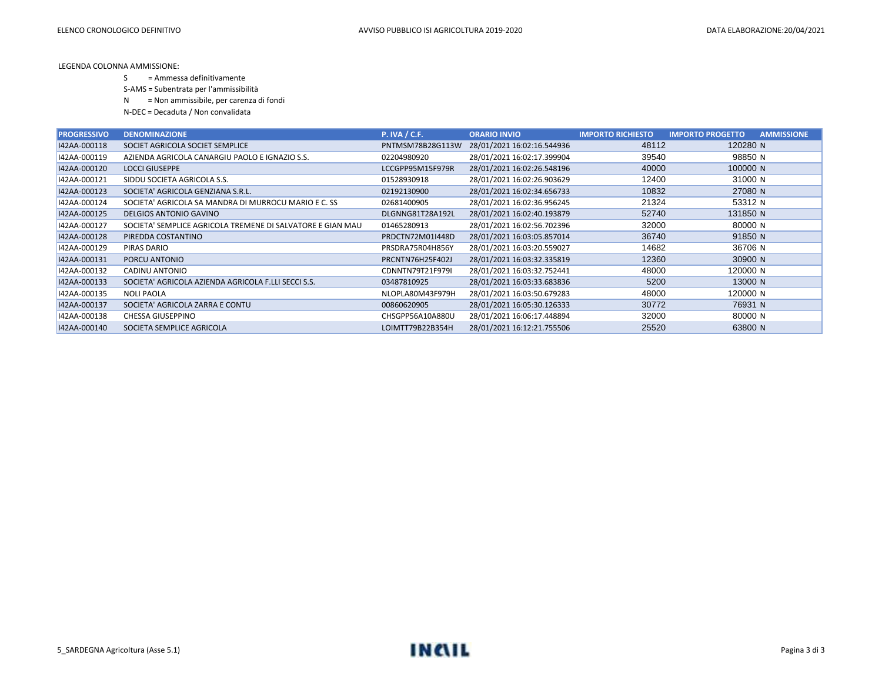LEGENDA COLONNA AMMISSIONE:

- S = Ammessa definitivamente
- S-AMS = Subentrata per l'ammissibilità
- N = Non ammissibile, per carenza di fondi
- N-DEC = Decaduta / Non convalidata

| PROGRESSIVO | DENOMINAZIONE | P. IVA / C.F. | ORARIO INVIO | IMPORTO RICHIESTO | IMPORTO PROGETTO | AMMISSIONE |
|---|---|---|---|---|---|---|
| I42AA-000118 | SOCIET AGRICOLA SOCIET SEMPLICE | PNTMSM78B28G113W | 28/01/2021 16:02:16.544936 | 48112 | 120280 | N |
| I42AA-000119 | AZIENDA AGRICOLA CANARGIU PAOLO E IGNAZIO S.S. | 02204980920 | 28/01/2021 16:02:17.399904 | 39540 | 98850 | N |
| I42AA-000120 | LOCCI GIUSEPPE | LCCGPP95M15F979R | 28/01/2021 16:02:26.548196 | 40000 | 100000 | N |
| I42AA-000121 | SIDDU SOCIETA AGRICOLA S.S. | 01528930918 | 28/01/2021 16:02:26.903629 | 12400 | 31000 | N |
| I42AA-000123 | SOCIETA' AGRICOLA GENZIANA S.R.L. | 02192130900 | 28/01/2021 16:02:34.656733 | 10832 | 27080 | N |
| I42AA-000124 | SOCIETA' AGRICOLA SA MANDRA DI MURROCU MARIO E C. SS | 02681400905 | 28/01/2021 16:02:36.956245 | 21324 | 53312 | N |
| I42AA-000125 | DELGIOS ANTONIO GAVINO | DLGNNG81T28A192L | 28/01/2021 16:02:40.193879 | 52740 | 131850 | N |
| I42AA-000127 | SOCIETA' SEMPLICE AGRICOLA TREMENE DI SALVATORE E GIAN MAU | 01465280913 | 28/01/2021 16:02:56.702396 | 32000 | 80000 | N |
| I42AA-000128 | PIREDDA COSTANTINO | PRDCTN72M01I448D | 28/01/2021 16:03:05.857014 | 36740 | 91850 | N |
| I42AA-000129 | PIRAS DARIO | PRSDRA75R04H856Y | 28/01/2021 16:03:20.559027 | 14682 | 36706 | N |
| I42AA-000131 | PORCU ANTONIO | PRCNTN76H25F402J | 28/01/2021 16:03:32.335819 | 12360 | 30900 | N |
| I42AA-000132 | CADINU ANTONIO | CDNNTN79T21F979I | 28/01/2021 16:03:32.752441 | 48000 | 120000 | N |
| I42AA-000133 | SOCIETA' AGRICOLA AZIENDA AGRICOLA F.LLI SECCI S.S. | 03487810925 | 28/01/2021 16:03:33.683836 | 5200 | 13000 | N |
| I42AA-000135 | NOLI PAOLA | NLOPLA80M43F979H | 28/01/2021 16:03:50.679283 | 48000 | 120000 | N |
| I42AA-000137 | SOCIETA' AGRICOLA ZARRA E CONTU | 00860620905 | 28/01/2021 16:05:30.126333 | 30772 | 76931 | N |
| I42AA-000138 | CHESSA GIUSEPPINO | CHSGPP56A10A880U | 28/01/2021 16:06:17.448894 | 32000 | 80000 | N |
| I42AA-000140 | SOCIETA SEMPLICE AGRICOLA | LOIMTT79B22B354H | 28/01/2021 16:12:21.755506 | 25520 | 63800 | N |